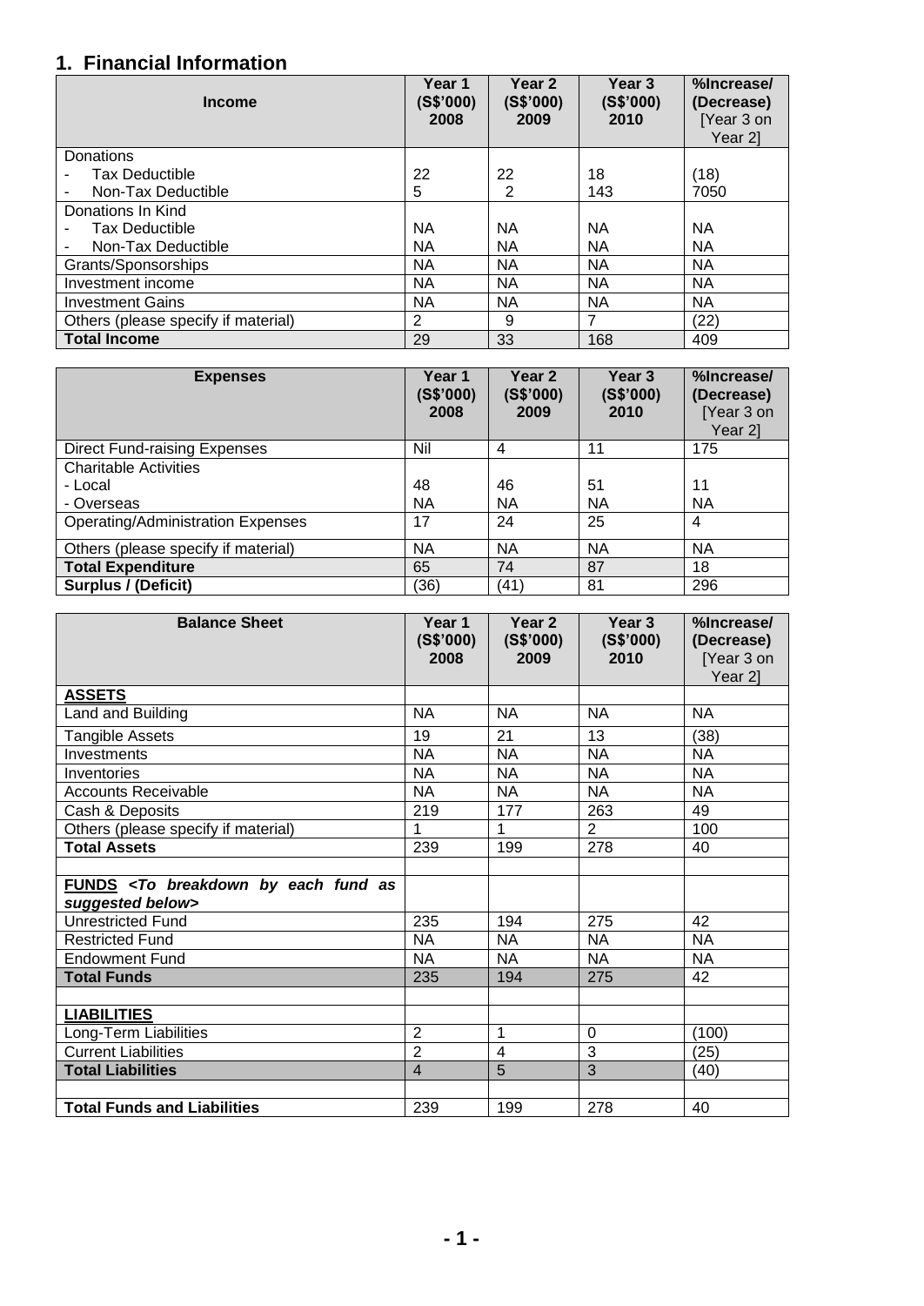## 1. Financial Information

| Income | Year 1 (S$'000) 2008 | Year 2 (S$'000) 2009 | Year 3 (S$'000) 2010 | %Increase/ (Decrease) [Year 3 on Year 2] |
|---|---|---|---|---|
| Donations | | | | |
| - Tax Deductible | 22 | 22 | 18 | (18) |
| - Non-Tax Deductible | 5 | 2 | 143 | 7050 |
| Donations In Kind | | | | |
| - Tax Deductible | NA | NA | NA | NA |
| - Non-Tax Deductible | NA | NA | NA | NA |
| Grants/Sponsorships | NA | NA | NA | NA |
| Investment income | NA | NA | NA | NA |
| Investment Gains | NA | NA | NA | NA |
| Others (please specify if material) | 2 | 9 | 7 | (22) |
| **Total Income** | 29 | 33 | 168 | 409 |

| Expenses | Year 1 (S$'000) 2008 | Year 2 (S$'000) 2009 | Year 3 (S$'000) 2010 | %Increase/ (Decrease) [Year 3 on Year 2] |
|---|---|---|---|---|
| Direct Fund-raising Expenses | Nil | 4 | 11 | 175 |
| Charitable Activities | | | | |
| - Local | 48 | 46 | 51 | 11 |
| - Overseas | NA | NA | NA | NA |
| Operating/Administration Expenses | 17 | 24 | 25 | 4 |
| Others (please specify if material) | NA | NA | NA | NA |
| **Total Expenditure** | 65 | 74 | 87 | 18 |
| **Surplus / (Deficit)** | (36) | (41) | 81 | 296 |

| Balance Sheet | Year 1 (S$'000) 2008 | Year 2 (S$'000) 2009 | Year 3 (S$'000) 2010 | %Increase/ (Decrease) [Year 3 on Year 2] |
|---|---|---|---|---|
| **ASSETS** | | | | |
| Land and Building | NA | NA | NA | NA |
| Tangible Assets | 19 | 21 | 13 | (38) |
| Investments | NA | NA | NA | NA |
| Inventories | NA | NA | NA | NA |
| Accounts Receivable | NA | NA | NA | NA |
| Cash & Deposits | 219 | 177 | 263 | 49 |
| Others (please specify if material) | 1 | 1 | 2 | 100 |
| **Total Assets** | 239 | 199 | 278 | 40 |
| | | | | |
| **FUNDS** ***<To breakdown by each fund as suggested below>*** | | | | |
| Unrestricted Fund | 235 | 194 | 275 | 42 |
| Restricted Fund | NA | NA | NA | NA |
| Endowment Fund | NA | NA | NA | NA |
| **Total Funds** | 235 | 194 | 275 | 42 |
| | | | | |
| **LIABILITIES** | | | | |
| Long-Term Liabilities | 2 | 1 | 0 | (100) |
| Current Liabilities | 2 | 4 | 3 | (25) |
| **Total Liabilities** | 4 | 5 | 3 | (40) |
| | | | | |
| **Total Funds and Liabilities** | 239 | 199 | 278 | 40 |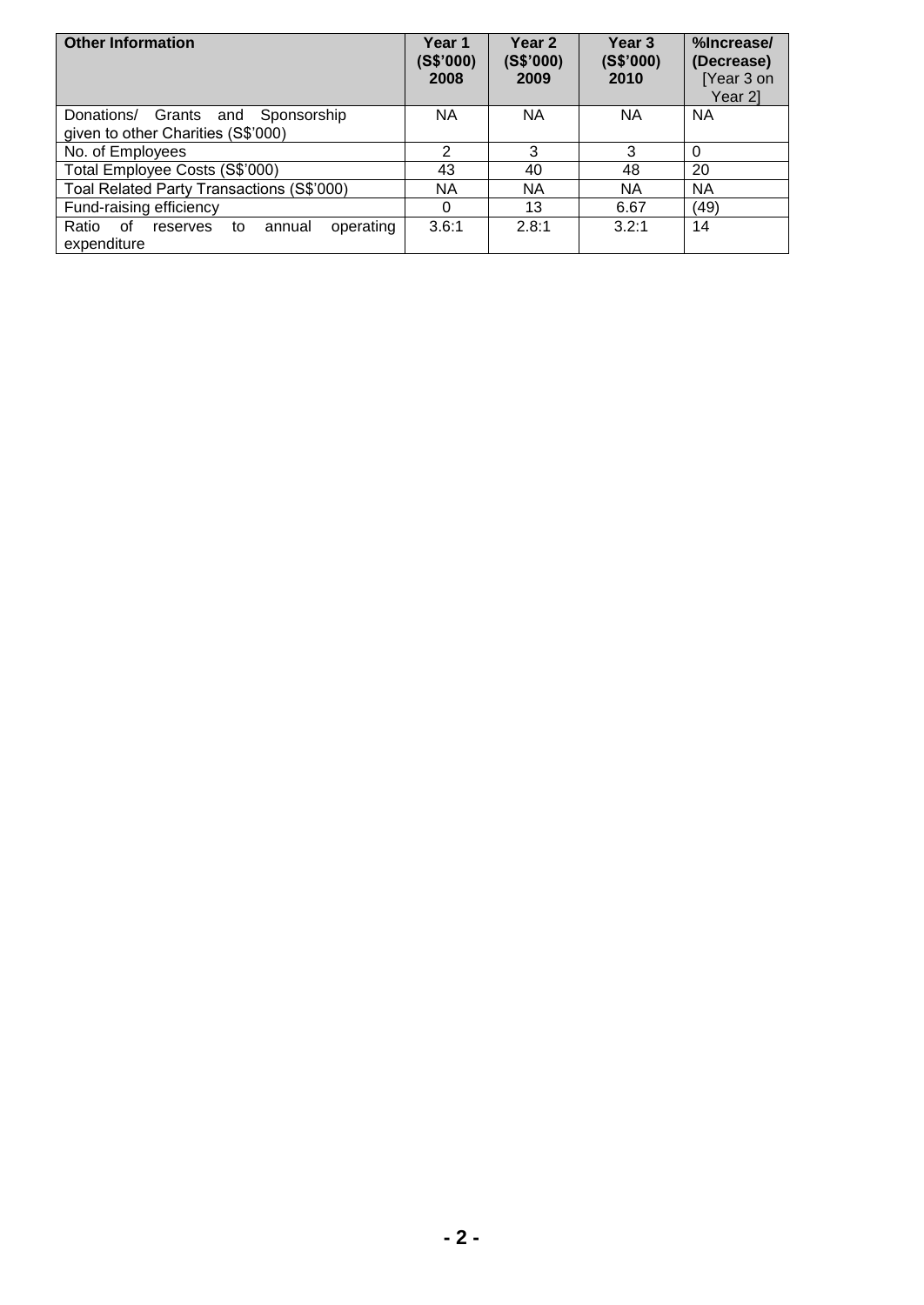| Other Information | Year 1 (S$'000) 2008 | Year 2 (S$'000) 2009 | Year 3 (S$'000) 2010 | %Increase/ (Decrease) [Year 3 on Year 2] |
|---|---|---|---|---|
| Donations/ Grants and Sponsorship given to other Charities (S$'000) | NA | NA | NA | NA |
| No. of Employees | 2 | 3 | 3 | 0 |
| Total Employee Costs (S$'000) | 43 | 40 | 48 | 20 |
| Toal Related Party Transactions (S$'000) | NA | NA | NA | NA |
| Fund-raising efficiency | 0 | 13 | 6.67 | (49) |
| Ratio of reserves to annual operating expenditure | 3.6:1 | 2.8:1 | 3.2:1 | 14 |